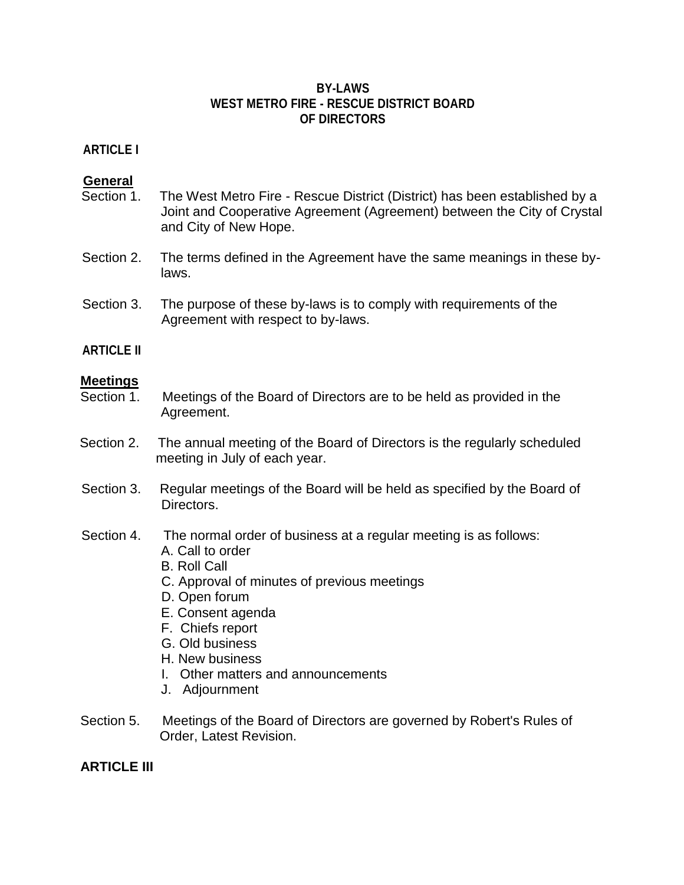# BY-LAWS
# WEST METRO FIRE - RESCUE DISTRICT BOARD OF DIRECTORS

## ARTICLE I

### General

Section 1. The West Metro Fire - Rescue District (District) has been established by a Joint and Cooperative Agreement (Agreement) between the City of Crystal and City of New Hope.

Section 2. The terms defined in the Agreement have the same meanings in these by-laws.

Section 3. The purpose of these by-laws is to comply with requirements of the Agreement with respect to by-laws.

## ARTICLE II

### Meetings

Section 1. Meetings of the Board of Directors are to be held as provided in the Agreement.

Section 2. The annual meeting of the Board of Directors is the regularly scheduled meeting in July of each year.

Section 3. Regular meetings of the Board will be held as specified by the Board of Directors.

Section 4. The normal order of business at a regular meeting is as follows:

A. Call to order
B. Roll Call
C. Approval of minutes of previous meetings
D. Open forum
E. Consent agenda
F. Chiefs report
G. Old business
H. New business
I. Other matters and announcements
J. Adjournment

Section 5. Meetings of the Board of Directors are governed by Robert's Rules of Order, Latest Revision.

## ARTICLE III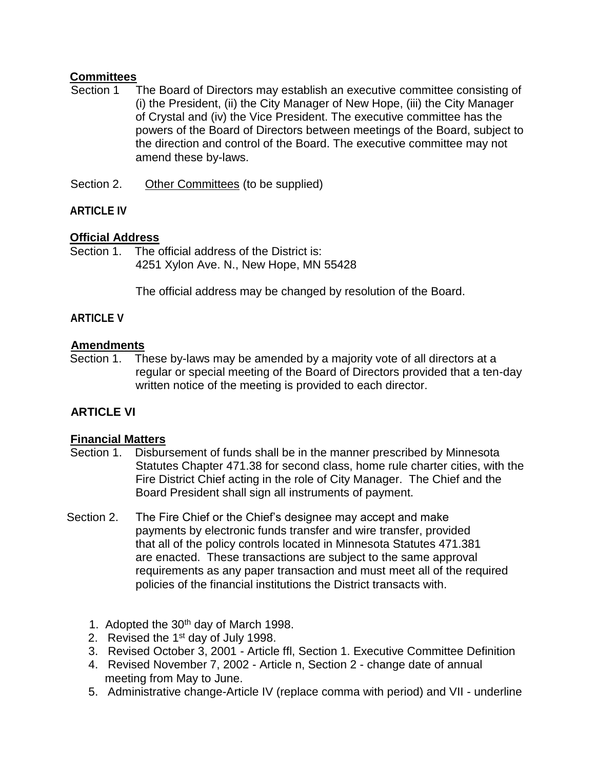**Committees**

Section 1 The Board of Directors may establish an executive committee consisting of (i) the President, (ii) the City Manager of New Hope, (iii) the City Manager of Crystal and (iv) the Vice President. The executive committee has the powers of the Board of Directors between meetings of the Board, subject to the direction and control of the Board. The executive committee may not amend these by-laws.

Section 2. Other Committees (to be supplied)

**ARTICLE IV**

**Official Address**

Section 1. The official address of the District is:
4251 Xylon Ave. N., New Hope, MN 55428

The official address may be changed by resolution of the Board.

**ARTICLE V**

**Amendments**

Section 1. These by-laws may be amended by a majority vote of all directors at a regular or special meeting of the Board of Directors provided that a ten-day written notice of the meeting is provided to each director.

**ARTICLE VI**

**Financial Matters**

Section 1. Disbursement of funds shall be in the manner prescribed by Minnesota Statutes Chapter 471.38 for second class, home rule charter cities, with the Fire District Chief acting in the role of City Manager. The Chief and the Board President shall sign all instruments of payment.

Section 2. The Fire Chief or the Chief's designee may accept and make payments by electronic funds transfer and wire transfer, provided that all of the policy controls located in Minnesota Statutes 471.381 are enacted. These transactions are subject to the same approval requirements as any paper transaction and must meet all of the required policies of the financial institutions the District transacts with.

1. Adopted the 30th day of March 1998.
2. Revised the 1st day of July 1998.
3. Revised October 3, 2001 - Article ffl, Section 1. Executive Committee Definition
4. Revised November 7, 2002 - Article n, Section 2 - change date of annual meeting from May to June.
5. Administrative change-Article IV (replace comma with period) and VII - underline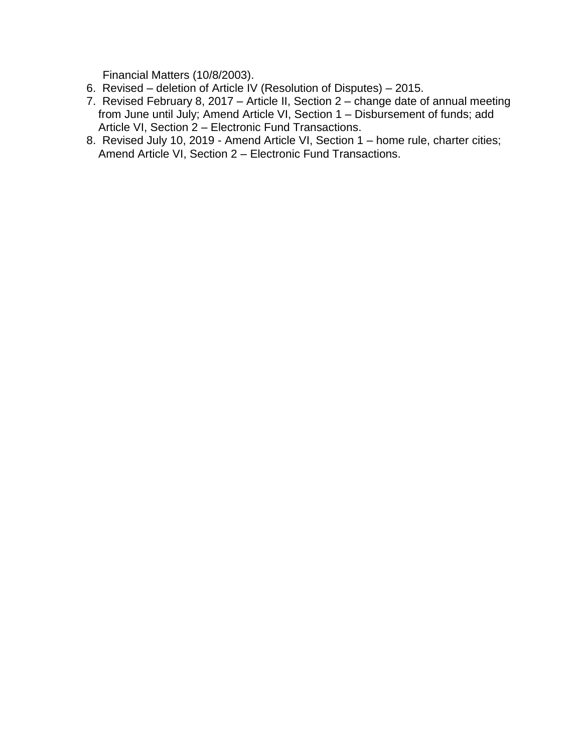Financial Matters (10/8/2003).

6. Revised – deletion of Article IV (Resolution of Disputes) – 2015.
7. Revised February 8, 2017 – Article II, Section 2 – change date of annual meeting from June until July; Amend Article VI, Section 1 – Disbursement of funds; add Article VI, Section 2 – Electronic Fund Transactions.
8. Revised July 10, 2019 - Amend Article VI, Section 1 – home rule, charter cities; Amend Article VI, Section 2 – Electronic Fund Transactions.